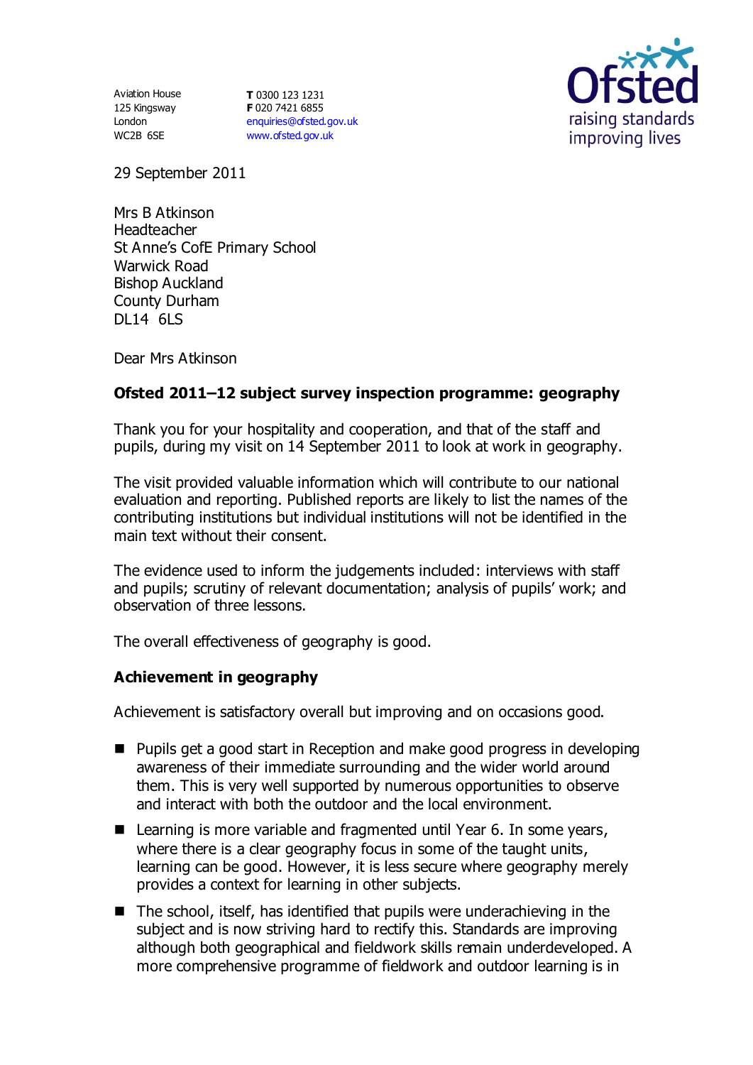Aviation House
125 Kingsway
London
WC2B 6SE

**T** 0300 123 1231
**F** 020 7421 6855
enquiries@ofsted.gov.uk
www.ofsted.gov.uk

29 September 2011

Mrs B Atkinson
Headteacher
St Anne's CofE Primary School
Warwick Road
Bishop Auckland
County Durham
DL14 6LS

Dear Mrs Atkinson

**Ofsted 2011–12 subject survey inspection programme: geography**

Thank you for your hospitality and cooperation, and that of the staff and pupils, during my visit on 14 September 2011 to look at work in geography.

The visit provided valuable information which will contribute to our national evaluation and reporting. Published reports are likely to list the names of the contributing institutions but individual institutions will not be identified in the main text without their consent.

The evidence used to inform the judgements included: interviews with staff and pupils; scrutiny of relevant documentation; analysis of pupils' work; and observation of three lessons.

The overall effectiveness of geography is good.

## Achievement in geography

Achievement is satisfactory overall but improving and on occasions good.

- Pupils get a good start in Reception and make good progress in developing awareness of their immediate surrounding and the wider world around them. This is very well supported by numerous opportunities to observe and interact with both the outdoor and the local environment.
- Learning is more variable and fragmented until Year 6. In some years, where there is a clear geography focus in some of the taught units, learning can be good. However, it is less secure where geography merely provides a context for learning in other subjects.
- The school, itself, has identified that pupils were underachieving in the subject and is now striving hard to rectify this. Standards are improving although both geographical and fieldwork skills remain underdeveloped. A more comprehensive programme of fieldwork and outdoor learning is in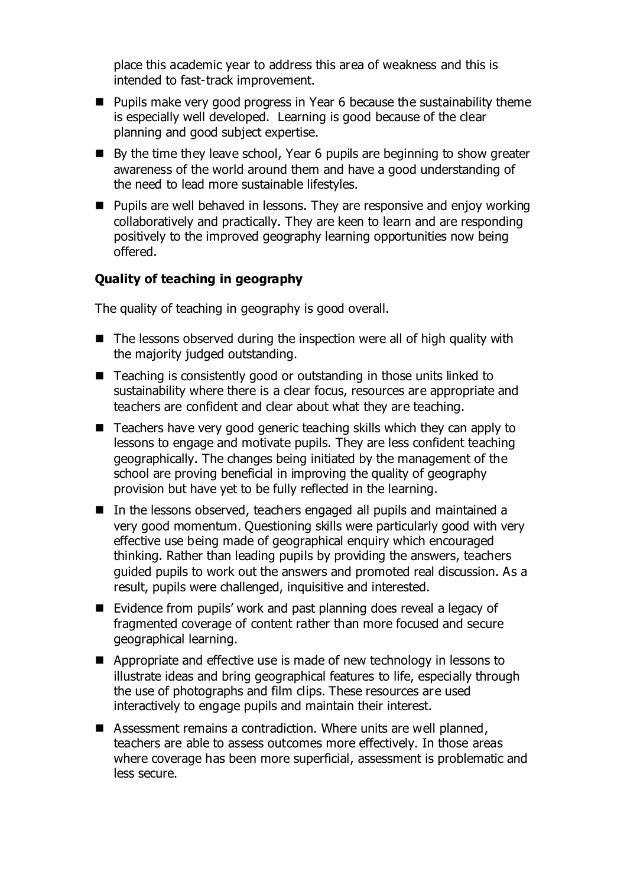place this academic year to address this area of weakness and this is intended to fast-track improvement.

- Pupils make very good progress in Year 6 because the sustainability theme is especially well developed. Learning is good because of the clear planning and good subject expertise.
- By the time they leave school, Year 6 pupils are beginning to show greater awareness of the world around them and have a good understanding of the need to lead more sustainable lifestyles.
- Pupils are well behaved in lessons. They are responsive and enjoy working collaboratively and practically. They are keen to learn and are responding positively to the improved geography learning opportunities now being offered.

**Quality of teaching in geography**

The quality of teaching in geography is good overall.

- The lessons observed during the inspection were all of high quality with the majority judged outstanding.
- Teaching is consistently good or outstanding in those units linked to sustainability where there is a clear focus, resources are appropriate and teachers are confident and clear about what they are teaching.
- Teachers have very good generic teaching skills which they can apply to lessons to engage and motivate pupils. They are less confident teaching geographically. The changes being initiated by the management of the school are proving beneficial in improving the quality of geography provision but have yet to be fully reflected in the learning.
- In the lessons observed, teachers engaged all pupils and maintained a very good momentum. Questioning skills were particularly good with very effective use being made of geographical enquiry which encouraged thinking. Rather than leading pupils by providing the answers, teachers guided pupils to work out the answers and promoted real discussion. As a result, pupils were challenged, inquisitive and interested.
- Evidence from pupils' work and past planning does reveal a legacy of fragmented coverage of content rather than more focused and secure geographical learning.
- Appropriate and effective use is made of new technology in lessons to illustrate ideas and bring geographical features to life, especially through the use of photographs and film clips. These resources are used interactively to engage pupils and maintain their interest.
- Assessment remains a contradiction. Where units are well planned, teachers are able to assess outcomes more effectively. In those areas where coverage has been more superficial, assessment is problematic and less secure.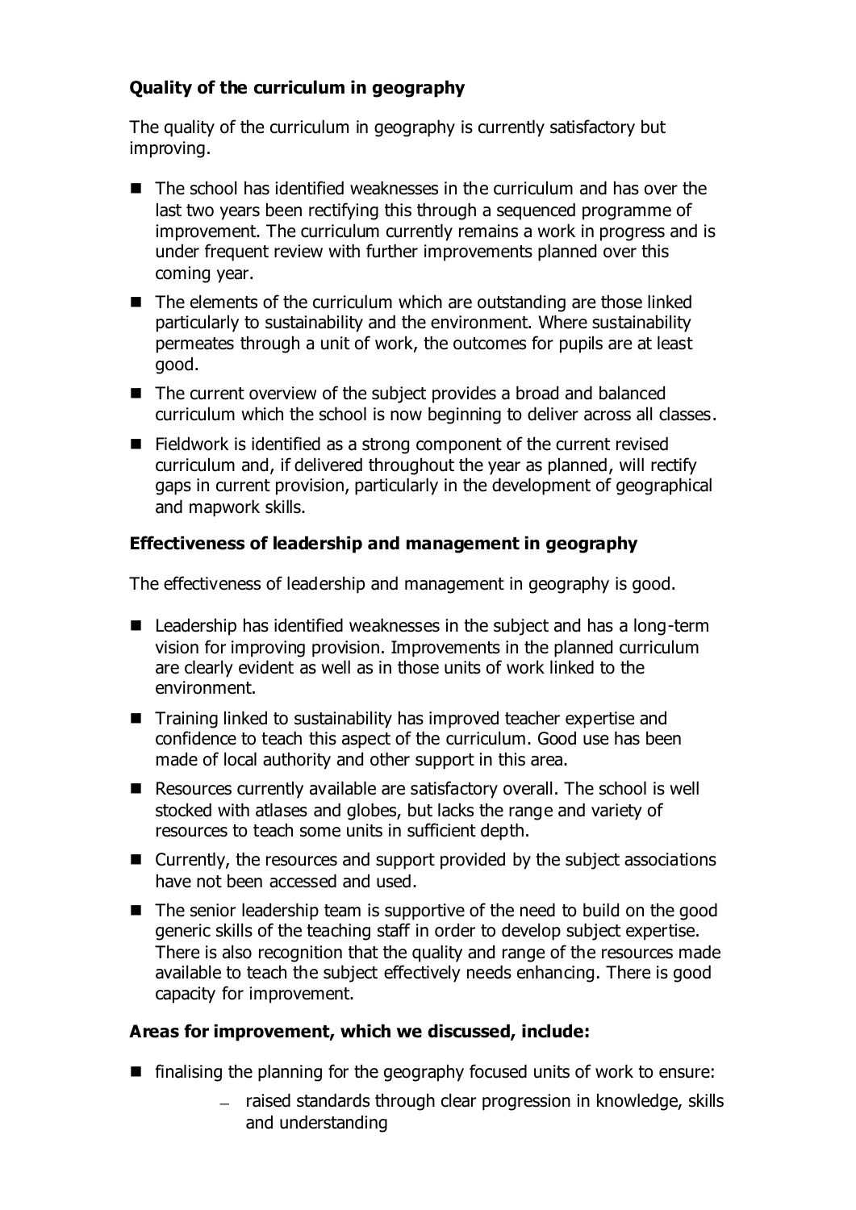**Quality of the curriculum in geography**

The quality of the curriculum in geography is currently satisfactory but improving.

- The school has identified weaknesses in the curriculum and has over the last two years been rectifying this through a sequenced programme of improvement. The curriculum currently remains a work in progress and is under frequent review with further improvements planned over this coming year.
- The elements of the curriculum which are outstanding are those linked particularly to sustainability and the environment. Where sustainability permeates through a unit of work, the outcomes for pupils are at least good.
- The current overview of the subject provides a broad and balanced curriculum which the school is now beginning to deliver across all classes.
- Fieldwork is identified as a strong component of the current revised curriculum and, if delivered throughout the year as planned, will rectify gaps in current provision, particularly in the development of geographical and mapwork skills.

**Effectiveness of leadership and management in geography**

The effectiveness of leadership and management in geography is good.

- Leadership has identified weaknesses in the subject and has a long-term vision for improving provision. Improvements in the planned curriculum are clearly evident as well as in those units of work linked to the environment.
- Training linked to sustainability has improved teacher expertise and confidence to teach this aspect of the curriculum. Good use has been made of local authority and other support in this area.
- Resources currently available are satisfactory overall. The school is well stocked with atlases and globes, but lacks the range and variety of resources to teach some units in sufficient depth.
- Currently, the resources and support provided by the subject associations have not been accessed and used.
- The senior leadership team is supportive of the need to build on the good generic skills of the teaching staff in order to develop subject expertise. There is also recognition that the quality and range of the resources made available to teach the subject effectively needs enhancing. There is good capacity for improvement.

**Areas for improvement, which we discussed, include:**

- finalising the planning for the geography focused units of work to ensure:
  - raised standards through clear progression in knowledge, skills and understanding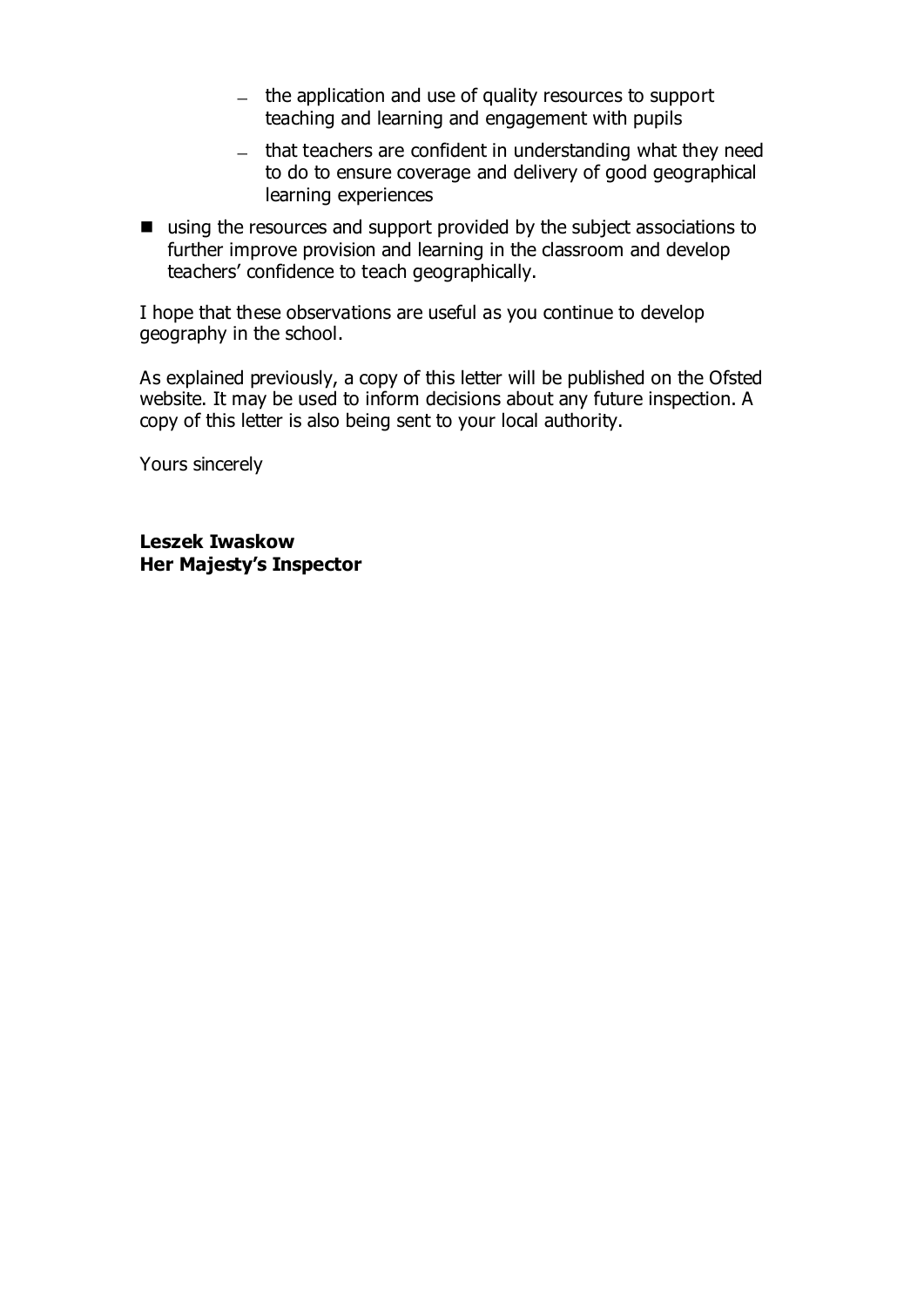- the application and use of quality resources to support teaching and learning and engagement with pupils
  - that teachers are confident in understanding what they need to do to ensure coverage and delivery of good geographical learning experiences
- using the resources and support provided by the subject associations to further improve provision and learning in the classroom and develop teachers' confidence to teach geographically.

I hope that these observations are useful as you continue to develop geography in the school.

As explained previously, a copy of this letter will be published on the Ofsted website. It may be used to inform decisions about any future inspection. A copy of this letter is also being sent to your local authority.

Yours sincerely

**Leszek Iwaskow**
**Her Majesty's Inspector**